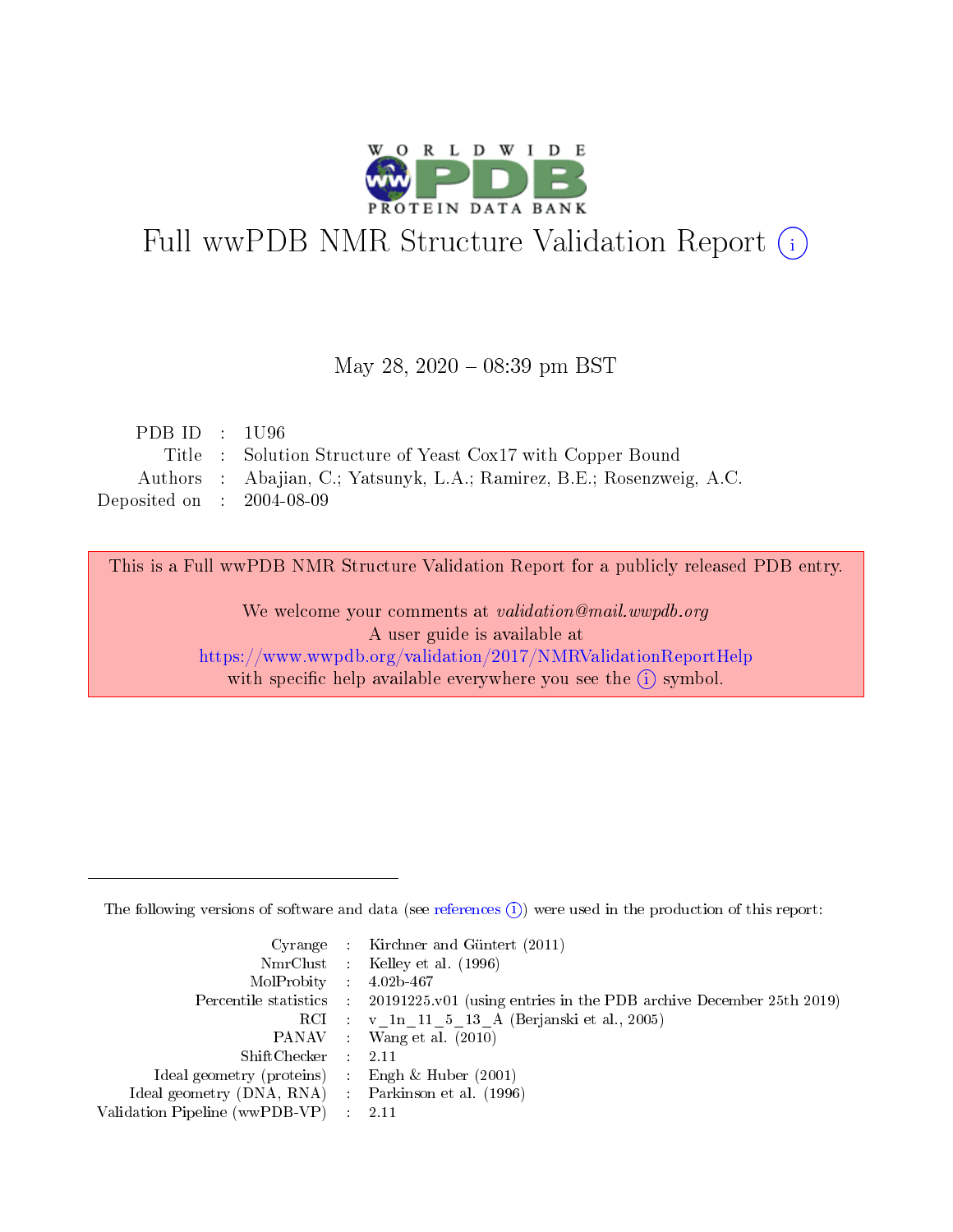# Full wwPDB NMR Structure Validation Report (i)

May 28, 2020 – 08:39 pm BST

|  |  |  |
|---|---|---|
| PDB ID | : | 1U96 |
| Title | : | Solution Structure of Yeast Cox17 with Copper Bound |
| Authors | : | Abajian, C.; Yatsunyk, L.A.; Ramirez, B.E.; Rosenzweig, A.C. |
| Deposited on | : | 2004-08-09 |

This is a Full wwPDB NMR Structure Validation Report for a publicly released PDB entry.

We welcome your comments at *validation@mail.wwpdb.org*
A user guide is available at
https://www.wwpdb.org/validation/2017/NMRValidationReportHelp
with specific help available everywhere you see the (i) symbol.

---

The following versions of software and data (see references (i)) were used in the production of this report:

|  |  |  |
|---|---|---|
| Cyrange | : | Kirchner and Güntert (2011) |
| NmrClust | : | Kelley et al. (1996) |
| MolProbity | : | 4.02b-467 |
| Percentile statistics | : | 20191225.v01 (using entries in the PDB archive December 25th 2019) |
| RCI | : | v_1n_11_5_13_A (Berjanski et al., 2005) |
| PANAV | : | Wang et al. (2010) |
| ShiftChecker | : | 2.11 |
| Ideal geometry (proteins) | : | Engh & Huber (2001) |
| Ideal geometry (DNA, RNA) | : | Parkinson et al. (1996) |
| Validation Pipeline (wwPDB-VP) | : | 2.11 |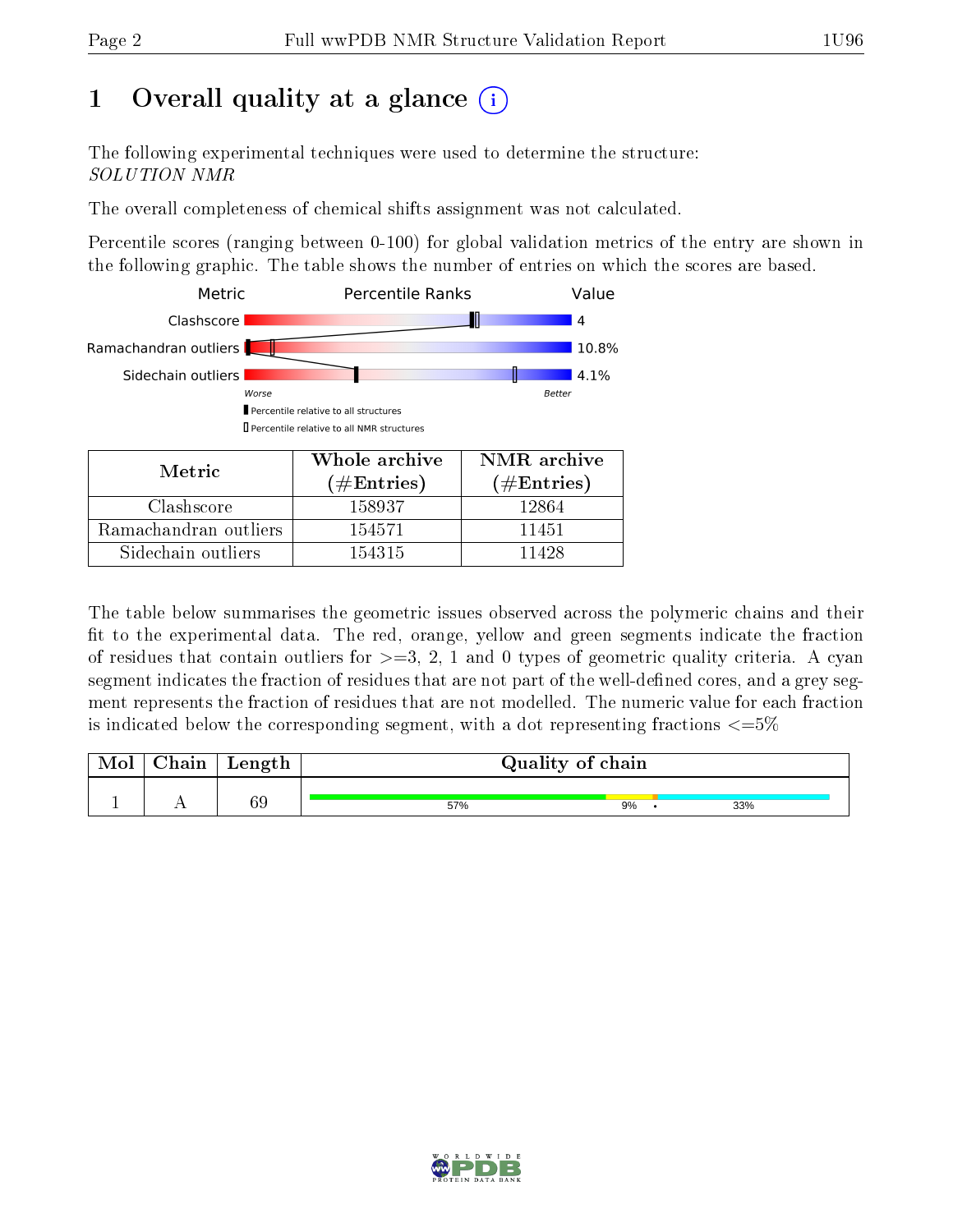# 1 Overall quality at a glance (i)

The following experimental techniques were used to determine the structure:
*SOLUTION NMR*

The overall completeness of chemical shifts assignment was not calculated.

Percentile scores (ranging between 0-100) for global validation metrics of the entry are shown in the following graphic. The table shows the number of entries on which the scores are based.

| Metric | Value |
|---|---|
| Clashscore | 4 |
| Ramachandran outliers | 10.8% |
| Sidechain outliers | 4.1% |

| Metric | Whole archive (#Entries) | NMR archive (#Entries) |
|---|---|---|
| Clashscore | 158937 | 12864 |
| Ramachandran outliers | 154571 | 11451 |
| Sidechain outliers | 154315 | 11428 |

The table below summarises the geometric issues observed across the polymeric chains and their fit to the experimental data. The red, orange, yellow and green segments indicate the fraction of residues that contain outliers for >=3, 2, 1 and 0 types of geometric quality criteria. A cyan segment indicates the fraction of residues that are not part of the well-defined cores, and a grey segment represents the fraction of residues that are not modelled. The numeric value for each fraction is indicated below the corresponding segment, with a dot representing fractions <=5%

| Mol | Chain | Length | Quality of chain |
|---|---|---|---|
| 1 | A | 69 | 57% 9% • 33% |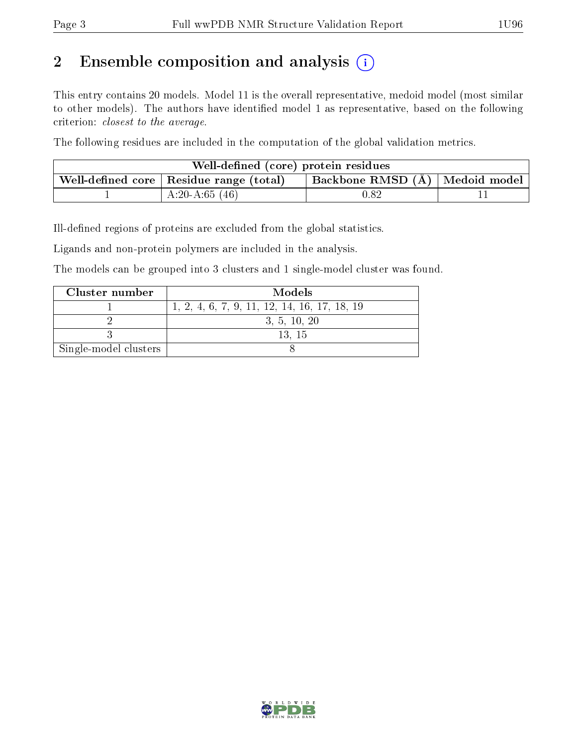## 2 Ensemble composition and analysis

This entry contains 20 models. Model 11 is the overall representative, medoid model (most similar to other models). The authors have identified model 1 as representative, based on the following criterion: *closest to the average*.

The following residues are included in the computation of the global validation metrics.

| Well-defined (core) protein residues | | | |
|---|---|---|---|
| Well-defined core | Residue range (total) | Backbone RMSD (Å) | Medoid model |
| 1 | A:20-A:65 (46) | 0.82 | 11 |

Ill-defined regions of proteins are excluded from the global statistics.

Ligands and non-protein polymers are included in the analysis.

The models can be grouped into 3 clusters and 1 single-model cluster was found.

| Cluster number | Models |
|---|---|
| 1 | 1, 2, 4, 6, 7, 9, 11, 12, 14, 16, 17, 18, 19 |
| 2 | 3, 5, 10, 20 |
| 3 | 13, 15 |
| Single-model clusters | 8 |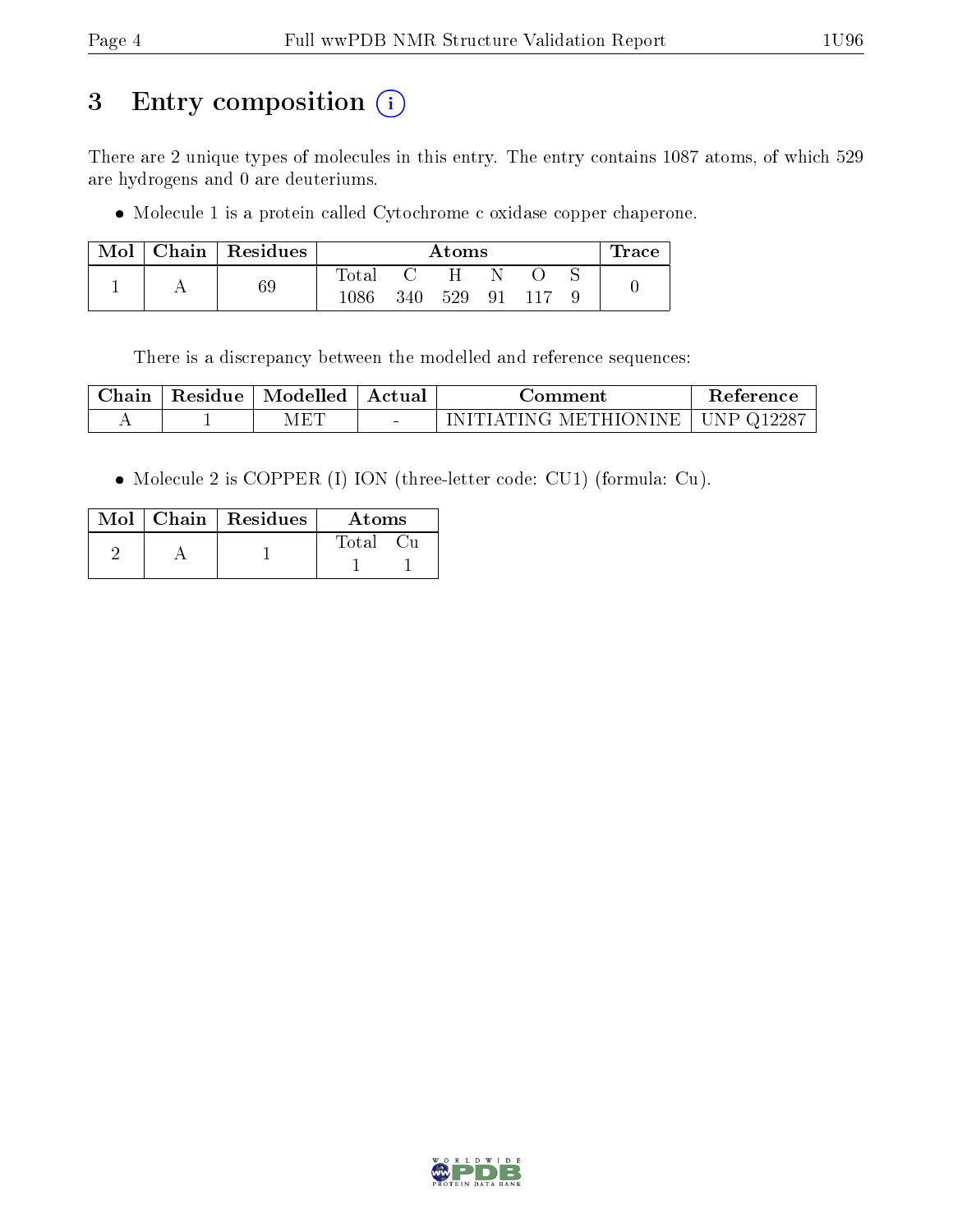# 3 Entry composition (i)

There are 2 unique types of molecules in this entry. The entry contains 1087 atoms, of which 529 are hydrogens and 0 are deuteriums.

- Molecule 1 is a protein called Cytochrome c oxidase copper chaperone.

| Mol | Chain | Residues | Atoms | | | | | | Trace |
|---|---|---|---|---|---|---|---|---|---|
| | | | Total | C | H | N | O | S | |
| 1 | A | 69 | 1086 | 340 | 529 | 91 | 117 | 9 | 0 |

There is a discrepancy between the modelled and reference sequences:

| Chain | Residue | Modelled | Actual | Comment | Reference |
|---|---|---|---|---|---|
| A | 1 | MET | - | INITIATING METHIONINE | UNP Q12287 |

- Molecule 2 is COPPER (I) ION (three-letter code: CU1) (formula: Cu).

| Mol | Chain | Residues | Atoms | |
|---|---|---|---|---|
| | | | Total | Cu |
| 2 | A | 1 | 1 | 1 |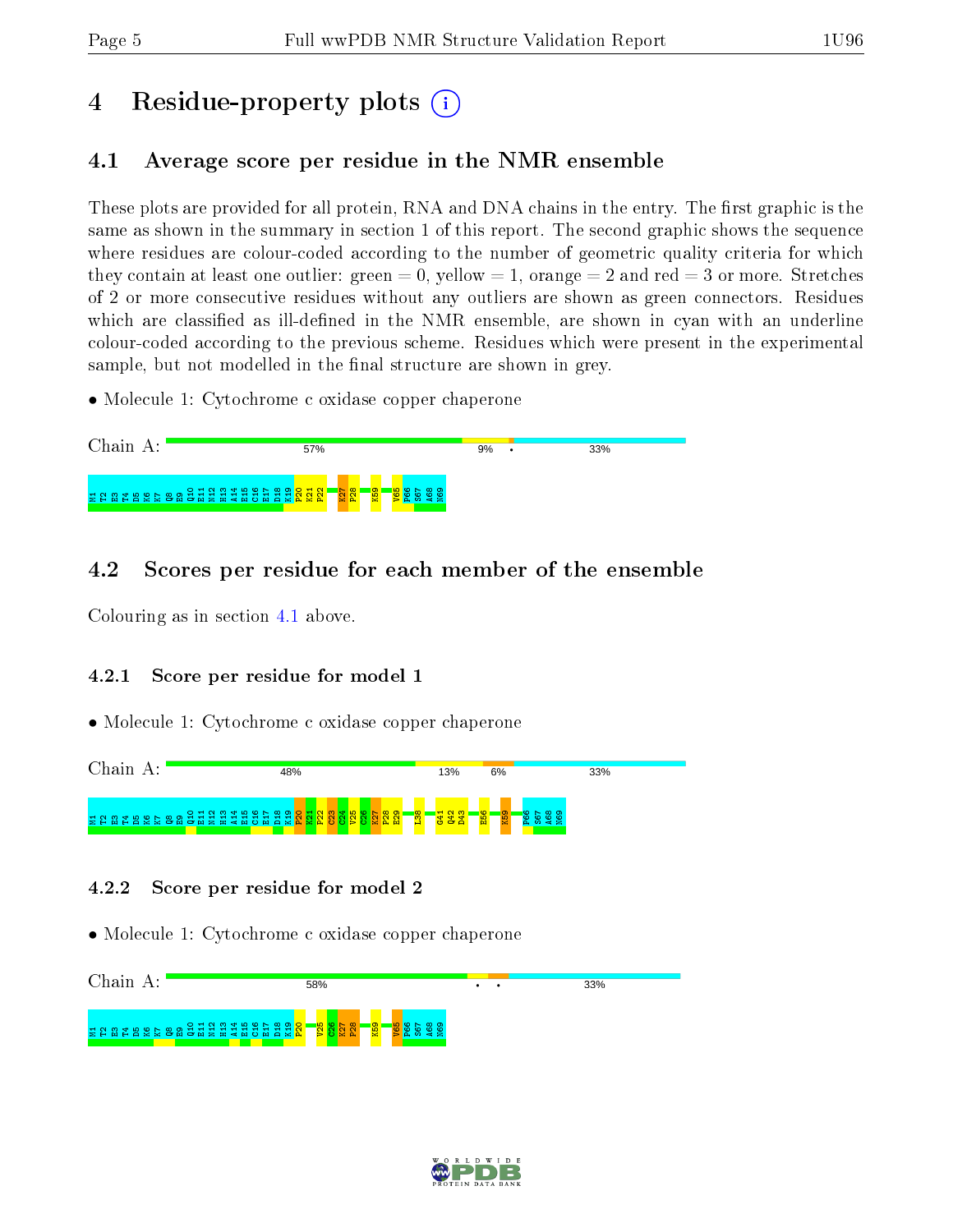# 4 Residue-property plots

## 4.1 Average score per residue in the NMR ensemble

These plots are provided for all protein, RNA and DNA chains in the entry. The first graphic is the same as shown in the summary in section 1 of this report. The second graphic shows the sequence where residues are colour-coded according to the number of geometric quality criteria for which they contain at least one outlier: green = 0, yellow = 1, orange = 2 and red = 3 or more. Stretches of 2 or more consecutive residues without any outliers are shown as green connectors. Residues which are classified as ill-defined in the NMR ensemble, are shown in cyan with an underline colour-coded according to the previous scheme. Residues which were present in the experimental sample, but not modelled in the final structure are shown in grey.

- Molecule 1: Cytochrome c oxidase copper chaperone

Chain A: 57% | 9% | • | 33%

M1 T2 E3 T4 D5 K6 K7 Q8 E9 Q10 E11 N12 H13 A14 E15 C16 E17 D18 K19 P20 K21 P22 K27 P28 K59 V65 P66 S67 A68 N69

## 4.2 Scores per residue for each member of the ensemble

Colouring as in section 4.1 above.

### 4.2.1 Score per residue for model 1

- Molecule 1: Cytochrome c oxidase copper chaperone

Chain A: 48% | 13% | 6% | 33%

M1 T2 E3 T4 D5 K6 K7 Q8 E9 Q10 E11 N12 H13 A14 E15 C16 E17 D18 K19 P20 K21 P22 C23 C24 V25 C26 K27 P28 E29 L38 G41 Q42 D43 E56 K59 P66 S67 A68 N69

### 4.2.2 Score per residue for model 2

- Molecule 1: Cytochrome c oxidase copper chaperone

Chain A: 58% | • | • | 33%

M1 T2 E3 T4 D5 K6 K7 Q8 E9 Q10 E11 N12 H13 A14 E15 C16 E17 D18 K19 P20 V25 C26 K27 P28 K59 V65 P66 S67 A68 N69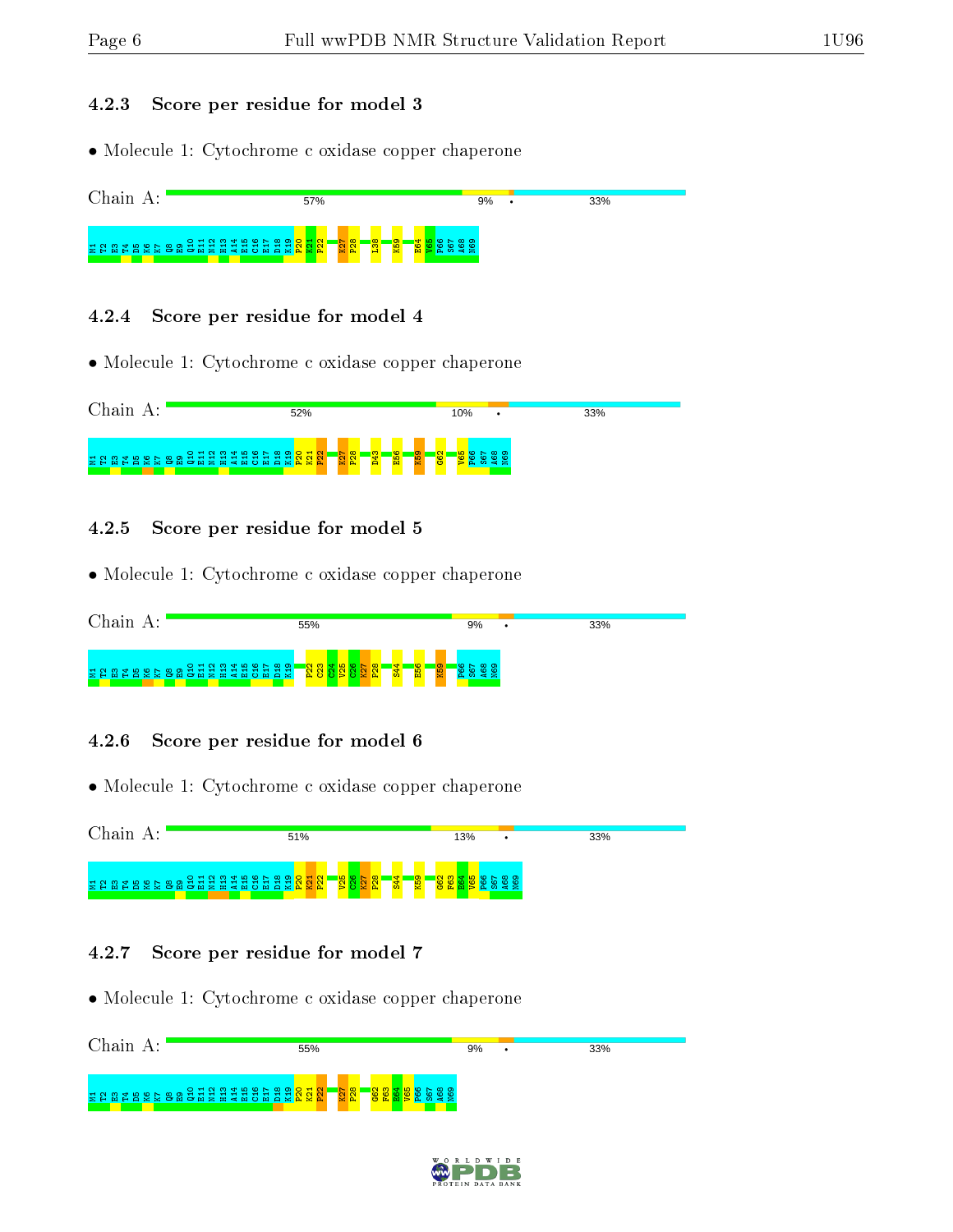### 4.2.3 Score per residue for model 3

- Molecule 1: Cytochrome c oxidase copper chaperone

Chain A: 57% | 9% | • | 33%

M1 T2 E3 T4 D5 K6 K7 Q8 E9 Q10 E11 N12 H13 A14 E15 C16 E17 D18 K19 P20 K21 P22 K27 P28 L38 K59 E64 V65 P66 S67 A68 N69

### 4.2.4 Score per residue for model 4

- Molecule 1: Cytochrome c oxidase copper chaperone

Chain A: 52% | 10% | • | 33%

M1 T2 E3 T4 D5 K6 K7 Q8 E9 Q10 E11 N12 H13 A14 E15 C16 E17 D18 K19 P20 K21 P22 K27 P28 D43 E56 K59 G62 V65 P66 S67 A68 N69

### 4.2.5 Score per residue for model 5

- Molecule 1: Cytochrome c oxidase copper chaperone

Chain A: 55% | 9% | • | 33%

M1 T2 E3 T4 D5 K6 K7 Q8 E9 Q10 E11 N12 H13 A14 E15 C16 E17 D18 K19 P22 C23 C24 V25 C26 K27 P28 S44 E56 K59 P66 S67 A68 N69

### 4.2.6 Score per residue for model 6

- Molecule 1: Cytochrome c oxidase copper chaperone

Chain A: 51% | 13% | • | 33%

M1 T2 E3 T4 D5 K6 K7 Q8 E9 Q10 E11 N12 H13 A14 E15 C16 E17 D18 K19 P20 K21 P22 V25 C26 K27 P28 S44 K59 G62 F63 E64 V65 P66 S67 A68 N69

### 4.2.7 Score per residue for model 7

- Molecule 1: Cytochrome c oxidase copper chaperone

Chain A: 55% | 9% | • | 33%

M1 T2 E3 T4 D5 K6 K7 Q8 E9 Q10 E11 N12 H13 A14 E15 C16 E17 D18 K19 P20 K21 P22 K27 P28 G62 F63 E64 V65 P66 S67 A68 N69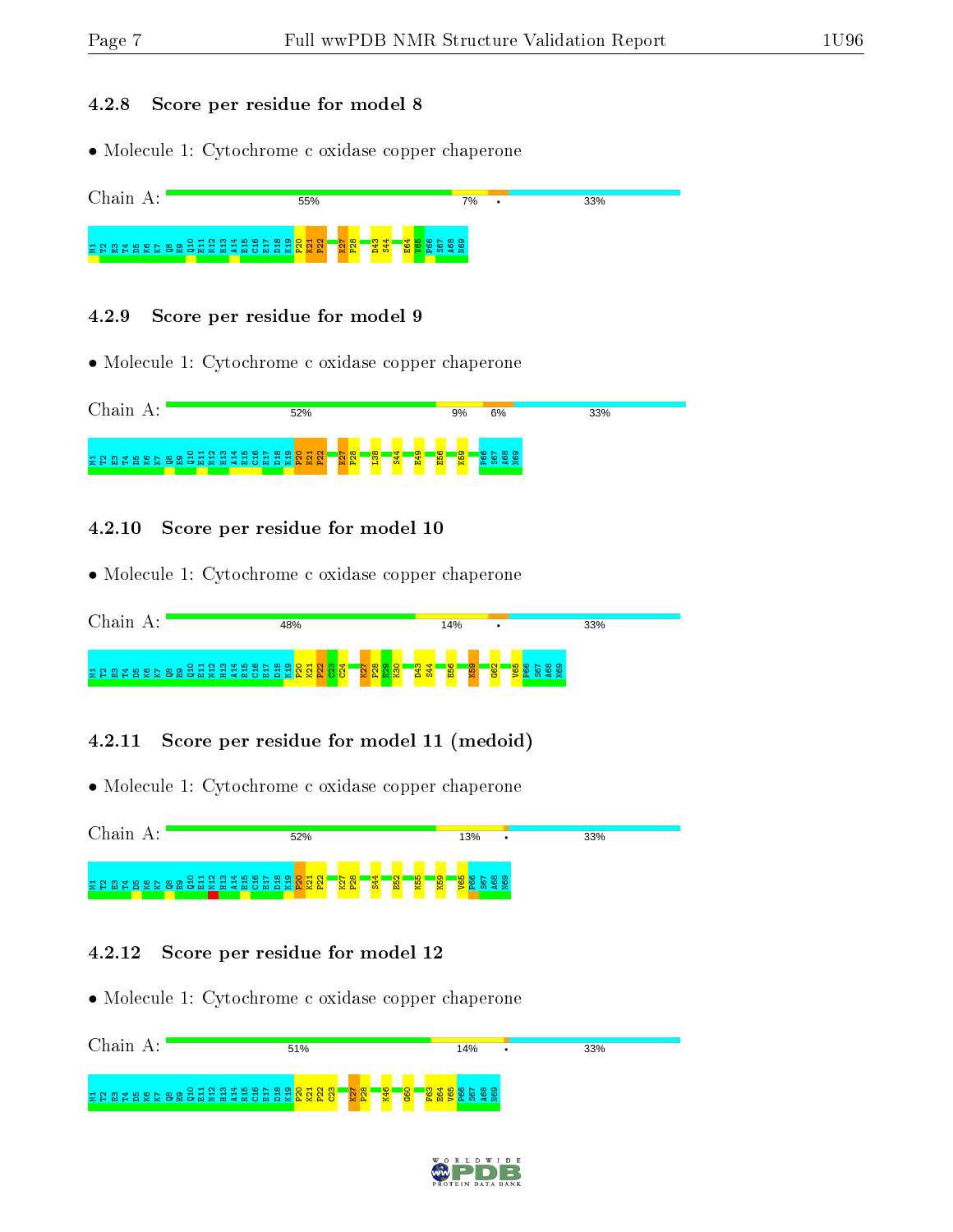### 4.2.8 Score per residue for model 8

- Molecule 1: Cytochrome c oxidase copper chaperone

Chain A: 55% 7% • 33%

M1 T2 E3 T4 D5 K6 K7 Q8 E9 Q10 E11 N12 H13 A14 E15 C16 E17 D18 K19 P20 K21 P22 K27 P28 D43 S44 E64 V65 P66 S67 A68 N69

### 4.2.9 Score per residue for model 9

- Molecule 1: Cytochrome c oxidase copper chaperone

Chain A: 52% 9% 6% 33%

M1 T2 E3 T4 D5 K6 K7 Q8 E9 Q10 E11 N12 H13 A14 E15 C16 E17 D18 K19 P20 K21 P22 K27 P28 L38 S44 E49 E56 K59 P66 S67 A68 N69

### 4.2.10 Score per residue for model 10

- Molecule 1: Cytochrome c oxidase copper chaperone

Chain A: 48% 14% • 33%

M1 T2 E3 T4 D5 K6 K7 Q8 E9 Q10 E11 N12 H13 A14 E15 C16 E17 D18 K19 P20 K21 P22 C23 C24 K27 P28 E29 K30 D43 S44 E56 K59 G62 V65 P66 S67 A68 N69

### 4.2.11 Score per residue for model 11 (medoid)

- Molecule 1: Cytochrome c oxidase copper chaperone

Chain A: 52% 13% • 33%

M1 T2 E3 T4 D5 K6 K7 Q8 E9 Q10 E11 N12 H13 A14 E15 C16 E17 D18 K19 P20 K21 P22 K27 P28 S44 E52 K55 K59 V65 P66 S67 A68 N69

### 4.2.12 Score per residue for model 12

- Molecule 1: Cytochrome c oxidase copper chaperone

Chain A: 51% 14% • 33%

M1 T2 E3 T4 D5 K6 K7 Q8 E9 Q10 E11 N12 H13 A14 E15 C16 E17 D18 K19 P20 K21 P22 C23 K27 P28 K46 G60 F63 E64 V65 P66 S67 A68 N69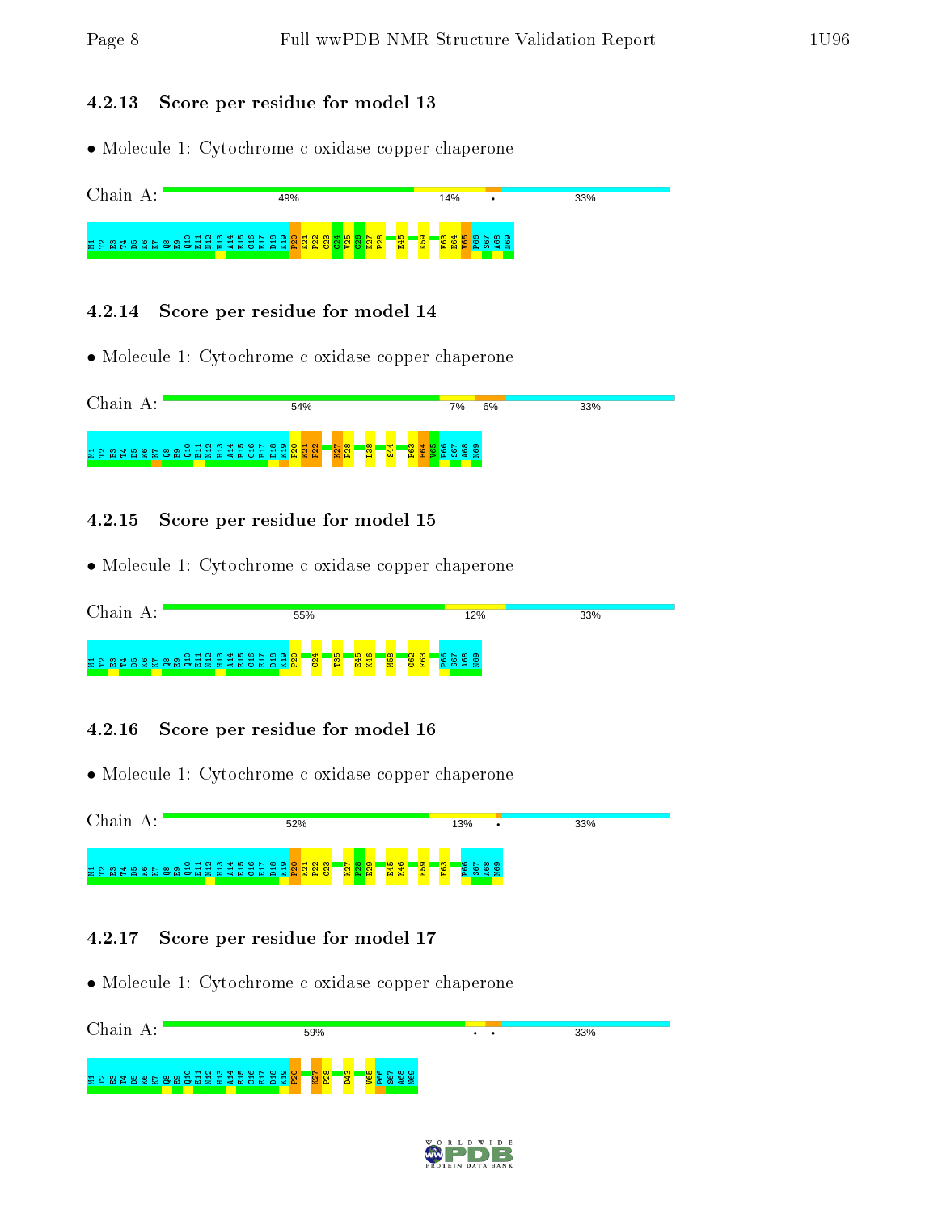### 4.2.13 Score per residue for model 13

- Molecule 1: Cytochrome c oxidase copper chaperone

Chain A: 49% 14% • 33%

M1 T2 E3 T4 D5 K6 K7 Q8 E9 Q10 E11 N12 H13 A14 E15 C16 E17 D18 K19 P20 K21 P22 C23 C24 V25 C26 K27 P28 E45 K59 F63 E64 V65 P66 S67 A68 N69

### 4.2.14 Score per residue for model 14

- Molecule 1: Cytochrome c oxidase copper chaperone

Chain A: 54% 7% 6% 33%

M1 T2 E3 T4 D5 K6 K7 Q8 E9 Q10 E11 N12 H13 A14 E15 C16 E17 D18 K19 P20 K21 P22 K27 P28 L38 S44 F63 E64 V65 P66 S67 A68 N69

### 4.2.15 Score per residue for model 15

- Molecule 1: Cytochrome c oxidase copper chaperone

Chain A: 55% 12% 33%

M1 T2 E3 T4 D5 K6 K7 Q8 E9 Q10 E11 N12 H13 A14 E15 C16 E17 D18 K19 P20 C24 T35 E45 K46 M58 G62 F63 P66 S67 A68 N69

### 4.2.16 Score per residue for model 16

- Molecule 1: Cytochrome c oxidase copper chaperone

Chain A: 52% 13% • 33%

M1 T2 E3 T4 D5 K6 K7 Q8 E9 Q10 E11 N12 H13 A14 E15 C16 E17 D18 K19 P20 K21 P22 C23 K27 P28 E29 E45 K46 K59 F63 P66 S67 A68 N69

### 4.2.17 Score per residue for model 17

- Molecule 1: Cytochrome c oxidase copper chaperone

Chain A: 59% • • 33%

M1 T2 E3 T4 D5 K6 K7 Q8 E9 Q10 E11 N12 H13 A14 E15 C16 E17 D18 K19 P20 K27 P28 D43 V65 P66 S67 A68 N69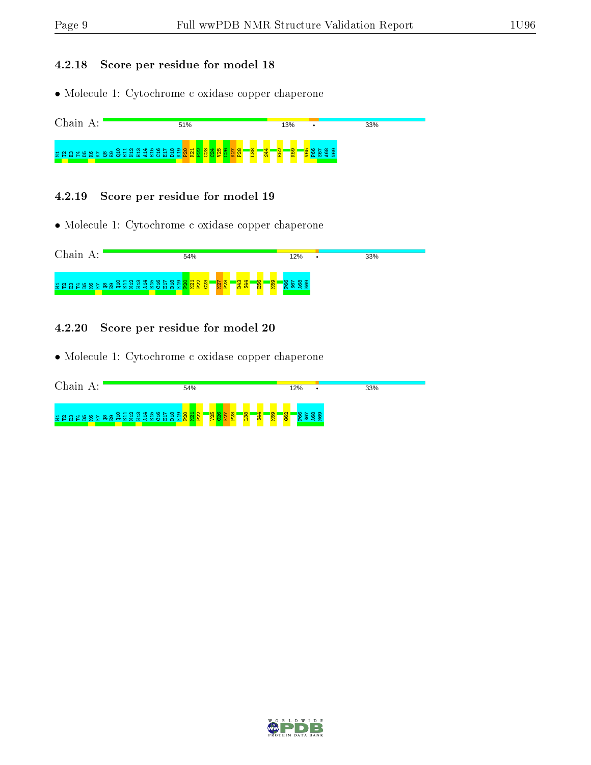### 4.2.18 Score per residue for model 18

- Molecule 1: Cytochrome c oxidase copper chaperone

Chain A: 51% | 13% | • | 33%

M1 T2 E3 T4 D5 K6 K7 Q8 E9 Q10 E11 N12 H13 A14 E15 C16 E17 D18 K19 P20 K21 P22 C23 C24 V25 C26 K27 P28 L38 S44 E52 K59 V65 P66 S67 A68 N69

### 4.2.19 Score per residue for model 19

- Molecule 1: Cytochrome c oxidase copper chaperone

Chain A: 54% | 12% | • | 33%

M1 T2 E3 T4 D5 K6 K7 Q8 E9 Q10 E11 N12 H13 A14 E15 C16 E17 D18 K19 P20 K21 P22 C23 K27 P28 D43 S44 E56 K59 P66 S67 A68 N69

### 4.2.20 Score per residue for model 20

- Molecule 1: Cytochrome c oxidase copper chaperone

Chain A: 54% | 12% | • | 33%

M1 T2 E3 T4 D5 K6 K7 Q8 E9 Q10 E11 N12 H13 A14 E15 C16 E17 D18 K19 P20 K21 P22 V25 C26 K27 P28 L38 S44 K59 G62 P66 S67 A68 N69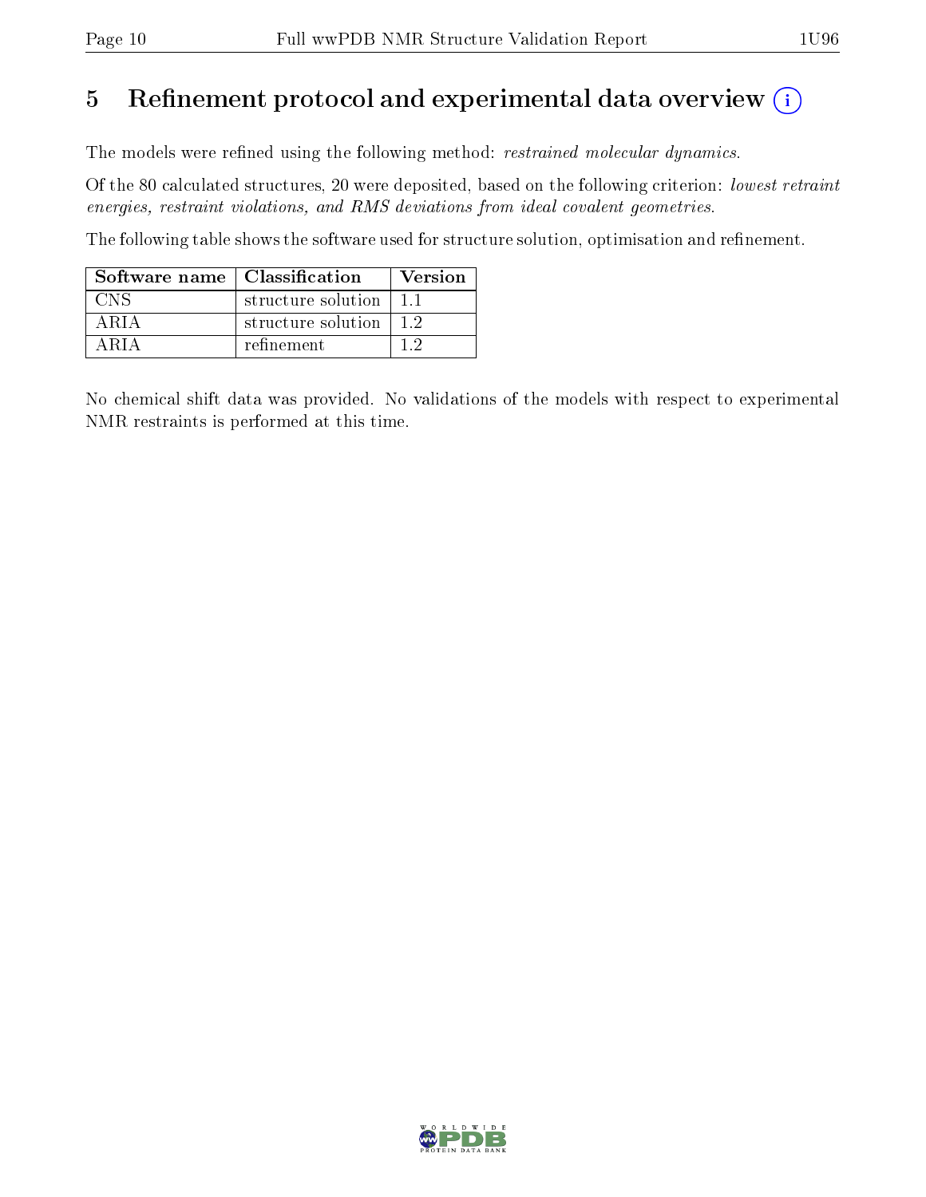# 5 Refinement protocol and experimental data overview

The models were refined using the following method: *restrained molecular dynamics*.

Of the 80 calculated structures, 20 were deposited, based on the following criterion: *lowest retraint energies, restraint violations, and RMS deviations from ideal covalent geometries.*

The following table shows the software used for structure solution, optimisation and refinement.

| Software name | Classification | Version |
|---|---|---|
| CNS | structure solution | 1.1 |
| ARIA | structure solution | 1.2 |
| ARIA | refinement | 1.2 |

No chemical shift data was provided. No validations of the models with respect to experimental NMR restraints is performed at this time.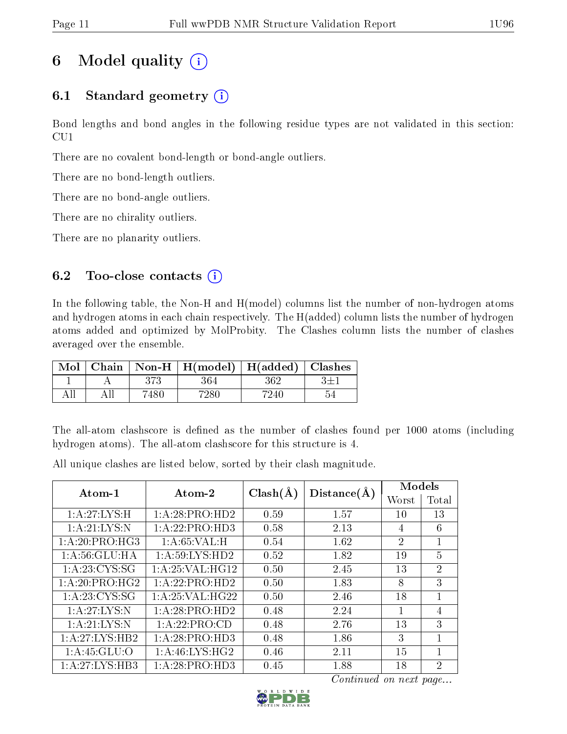# 6 Model quality (i)

## 6.1 Standard geometry (i)

Bond lengths and bond angles in the following residue types are not validated in this section: CU1

There are no covalent bond-length or bond-angle outliers.

There are no bond-length outliers.

There are no bond-angle outliers.

There are no chirality outliers.

There are no planarity outliers.

## 6.2 Too-close contacts (i)

In the following table, the Non-H and H(model) columns list the number of non-hydrogen atoms and hydrogen atoms in each chain respectively. The H(added) column lists the number of hydrogen atoms added and optimized by MolProbity. The Clashes column lists the number of clashes averaged over the ensemble.

| Mol | Chain | Non-H | H(model) | H(added) | Clashes |
|---|---|---|---|---|---|
| 1 | A | 373 | 364 | 362 | 3±1 |
| All | All | 7480 | 7280 | 7240 | 54 |

The all-atom clashscore is defined as the number of clashes found per 1000 atoms (including hydrogen atoms). The all-atom clashscore for this structure is 4.

All unique clashes are listed below, sorted by their clash magnitude.

| Atom-1 | Atom-2 | Clash(Å) | Distance(Å) | Models | |
|---|---|---|---|---|---|
| | | | | Worst | Total |
| 1:A:27:LYS:H | 1:A:28:PRO:HD2 | 0.59 | 1.57 | 10 | 13 |
| 1:A:21:LYS:N | 1:A:22:PRO:HD3 | 0.58 | 2.13 | 4 | 6 |
| 1:A:20:PRO:HG3 | 1:A:65:VAL:H | 0.54 | 1.62 | 2 | 1 |
| 1:A:56:GLU:HA | 1:A:59:LYS:HD2 | 0.52 | 1.82 | 19 | 5 |
| 1:A:23:CYS:SG | 1:A:25:VAL:HG12 | 0.50 | 2.45 | 13 | 2 |
| 1:A:20:PRO:HG2 | 1:A:22:PRO:HD2 | 0.50 | 1.83 | 8 | 3 |
| 1:A:23:CYS:SG | 1:A:25:VAL:HG22 | 0.50 | 2.46 | 18 | 1 |
| 1:A:27:LYS:N | 1:A:28:PRO:HD2 | 0.48 | 2.24 | 1 | 4 |
| 1:A:21:LYS:N | 1:A:22:PRO:CD | 0.48 | 2.76 | 13 | 3 |
| 1:A:27:LYS:HB2 | 1:A:28:PRO:HD3 | 0.48 | 1.86 | 3 | 1 |
| 1:A:45:GLU:O | 1:A:46:LYS:HG2 | 0.46 | 2.11 | 15 | 1 |
| 1:A:27:LYS:HB3 | 1:A:28:PRO:HD3 | 0.45 | 1.88 | 18 | 2 |

*Continued on next page...*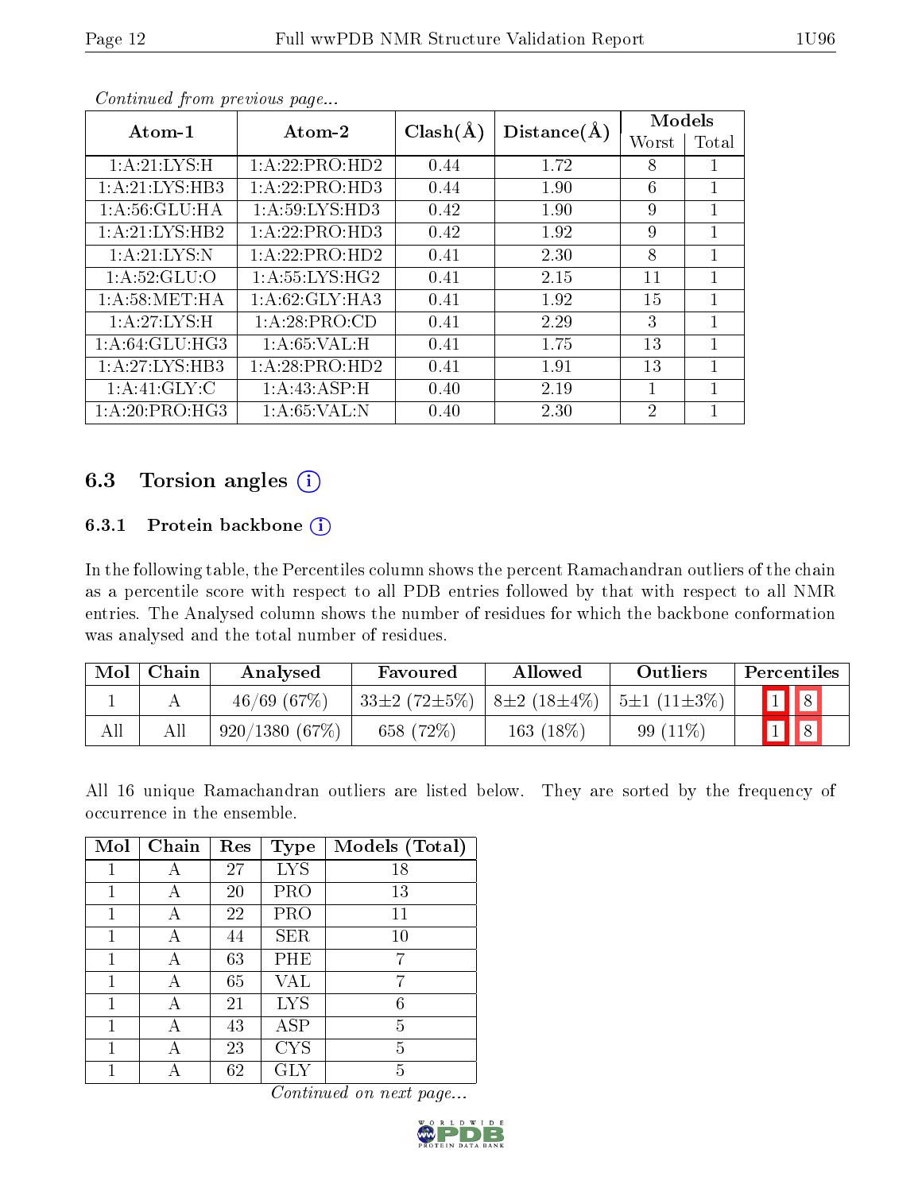*Continued from previous page...*

| Atom-1 | Atom-2 | Clash(Å) | Distance(Å) | Models | |
|---|---|---|---|---|---|
| | | | | Worst | Total |
| 1:A:21:LYS:H | 1:A:22:PRO:HD2 | 0.44 | 1.72 | 8 | 1 |
| 1:A:21:LYS:HB3 | 1:A:22:PRO:HD3 | 0.44 | 1.90 | 6 | 1 |
| 1:A:56:GLU:HA | 1:A:59:LYS:HD3 | 0.42 | 1.90 | 9 | 1 |
| 1:A:21:LYS:HB2 | 1:A:22:PRO:HD3 | 0.42 | 1.92 | 9 | 1 |
| 1:A:21:LYS:N | 1:A:22:PRO:HD2 | 0.41 | 2.30 | 8 | 1 |
| 1:A:52:GLU:O | 1:A:55:LYS:HG2 | 0.41 | 2.15 | 11 | 1 |
| 1:A:58:MET:HA | 1:A:62:GLY:HA3 | 0.41 | 1.92 | 15 | 1 |
| 1:A:27:LYS:H | 1:A:28:PRO:CD | 0.41 | 2.29 | 3 | 1 |
| 1:A:64:GLU:HG3 | 1:A:65:VAL:H | 0.41 | 1.75 | 13 | 1 |
| 1:A:27:LYS:HB3 | 1:A:28:PRO:HD2 | 0.41 | 1.91 | 13 | 1 |
| 1:A:41:GLY:C | 1:A:43:ASP:H | 0.40 | 2.19 | 1 | 1 |
| 1:A:20:PRO:HG3 | 1:A:65:VAL:N | 0.40 | 2.30 | 2 | 1 |

## 6.3 Torsion angles

### 6.3.1 Protein backbone

In the following table, the Percentiles column shows the percent Ramachandran outliers of the chain as a percentile score with respect to all PDB entries followed by that with respect to all NMR entries. The Analysed column shows the number of residues for which the backbone conformation was analysed and the total number of residues.

| Mol | Chain | Analysed | Favoured | Allowed | Outliers | Percentiles | |
|---|---|---|---|---|---|---|---|
| 1 | A | 46/69 (67%) | 33±2 (72±5%) | 8±2 (18±4%) | 5±1 (11±3%) | 1 | 8 |
| All | All | 920/1380 (67%) | 658 (72%) | 163 (18%) | 99 (11%) | 1 | 8 |

All 16 unique Ramachandran outliers are listed below. They are sorted by the frequency of occurrence in the ensemble.

| Mol | Chain | Res | Type | Models (Total) |
|---|---|---|---|---|
| 1 | A | 27 | LYS | 18 |
| 1 | A | 20 | PRO | 13 |
| 1 | A | 22 | PRO | 11 |
| 1 | A | 44 | SER | 10 |
| 1 | A | 63 | PHE | 7 |
| 1 | A | 65 | VAL | 7 |
| 1 | A | 21 | LYS | 6 |
| 1 | A | 43 | ASP | 5 |
| 1 | A | 23 | CYS | 5 |
| 1 | A | 62 | GLY | 5 |

*Continued on next page...*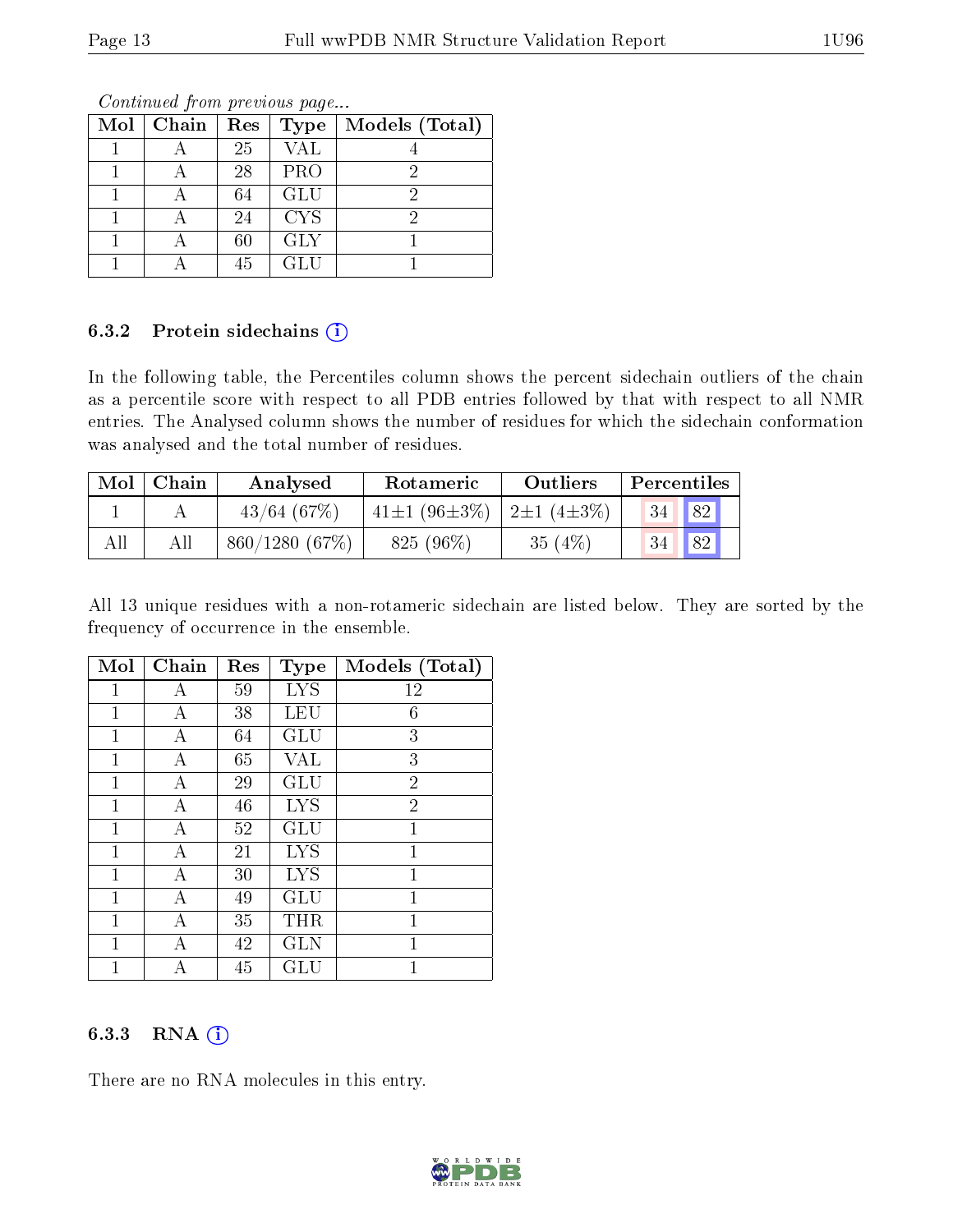*Continued from previous page...*

| Mol | Chain | Res | Type | Models (Total) |
|---|---|---|---|---|
| 1 | A | 25 | VAL | 4 |
| 1 | A | 28 | PRO | 2 |
| 1 | A | 64 | GLU | 2 |
| 1 | A | 24 | CYS | 2 |
| 1 | A | 60 | GLY | 1 |
| 1 | A | 45 | GLU | 1 |

### 6.3.2 Protein sidechains

In the following table, the Percentiles column shows the percent sidechain outliers of the chain as a percentile score with respect to all PDB entries followed by that with respect to all NMR entries. The Analysed column shows the number of residues for which the sidechain conformation was analysed and the total number of residues.

| Mol | Chain | Analysed | Rotameric | Outliers | Percentiles | |
|---|---|---|---|---|---|---|
| 1 | A | 43/64 (67%) | 41±1 (96±3%) | 2±1 (4±3%) | 34 | 82 |
| All | All | 860/1280 (67%) | 825 (96%) | 35 (4%) | 34 | 82 |

All 13 unique residues with a non-rotameric sidechain are listed below. They are sorted by the frequency of occurrence in the ensemble.

| Mol | Chain | Res | Type | Models (Total) |
|---|---|---|---|---|
| 1 | A | 59 | LYS | 12 |
| 1 | A | 38 | LEU | 6 |
| 1 | A | 64 | GLU | 3 |
| 1 | A | 65 | VAL | 3 |
| 1 | A | 29 | GLU | 2 |
| 1 | A | 46 | LYS | 2 |
| 1 | A | 52 | GLU | 1 |
| 1 | A | 21 | LYS | 1 |
| 1 | A | 30 | LYS | 1 |
| 1 | A | 49 | GLU | 1 |
| 1 | A | 35 | THR | 1 |
| 1 | A | 42 | GLN | 1 |
| 1 | A | 45 | GLU | 1 |

### 6.3.3 RNA

There are no RNA molecules in this entry.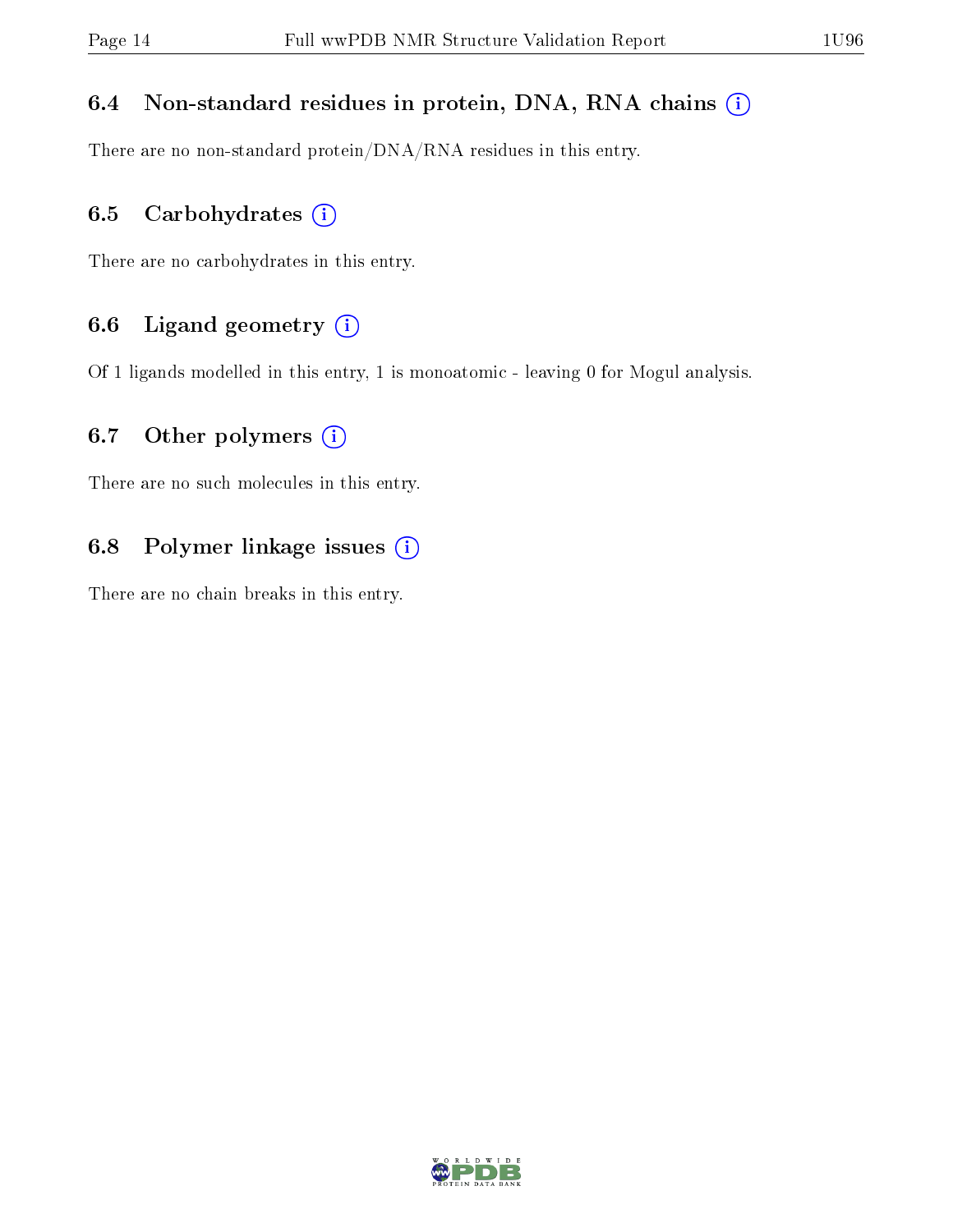### 6.4 Non-standard residues in protein, DNA, RNA chains (i)

There are no non-standard protein/DNA/RNA residues in this entry.

### 6.5 Carbohydrates (i)

There are no carbohydrates in this entry.

### 6.6 Ligand geometry (i)

Of 1 ligands modelled in this entry, 1 is monoatomic - leaving 0 for Mogul analysis.

### 6.7 Other polymers (i)

There are no such molecules in this entry.

### 6.8 Polymer linkage issues (i)

There are no chain breaks in this entry.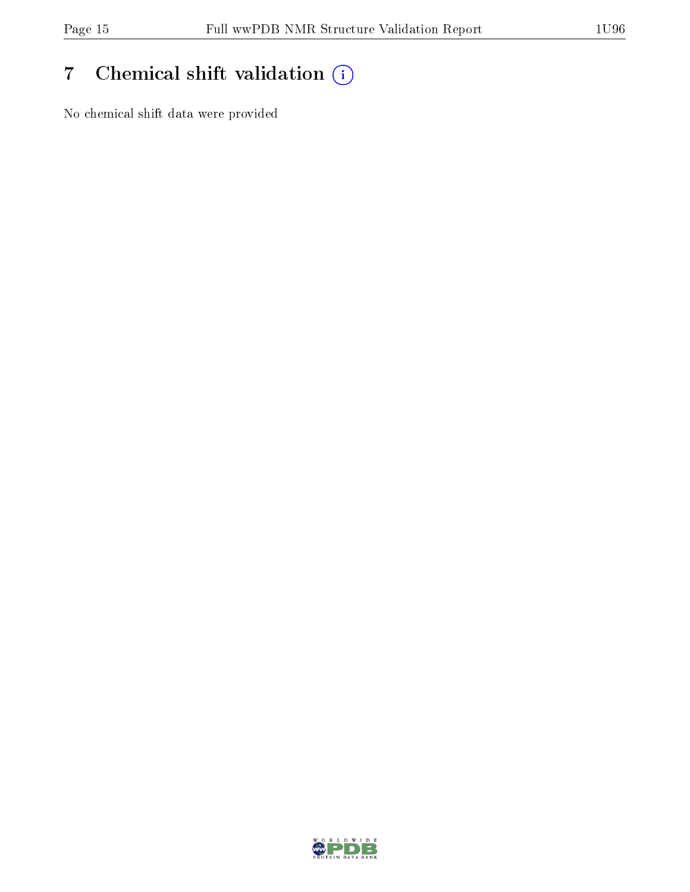# 7 Chemical shift validation

No chemical shift data were provided